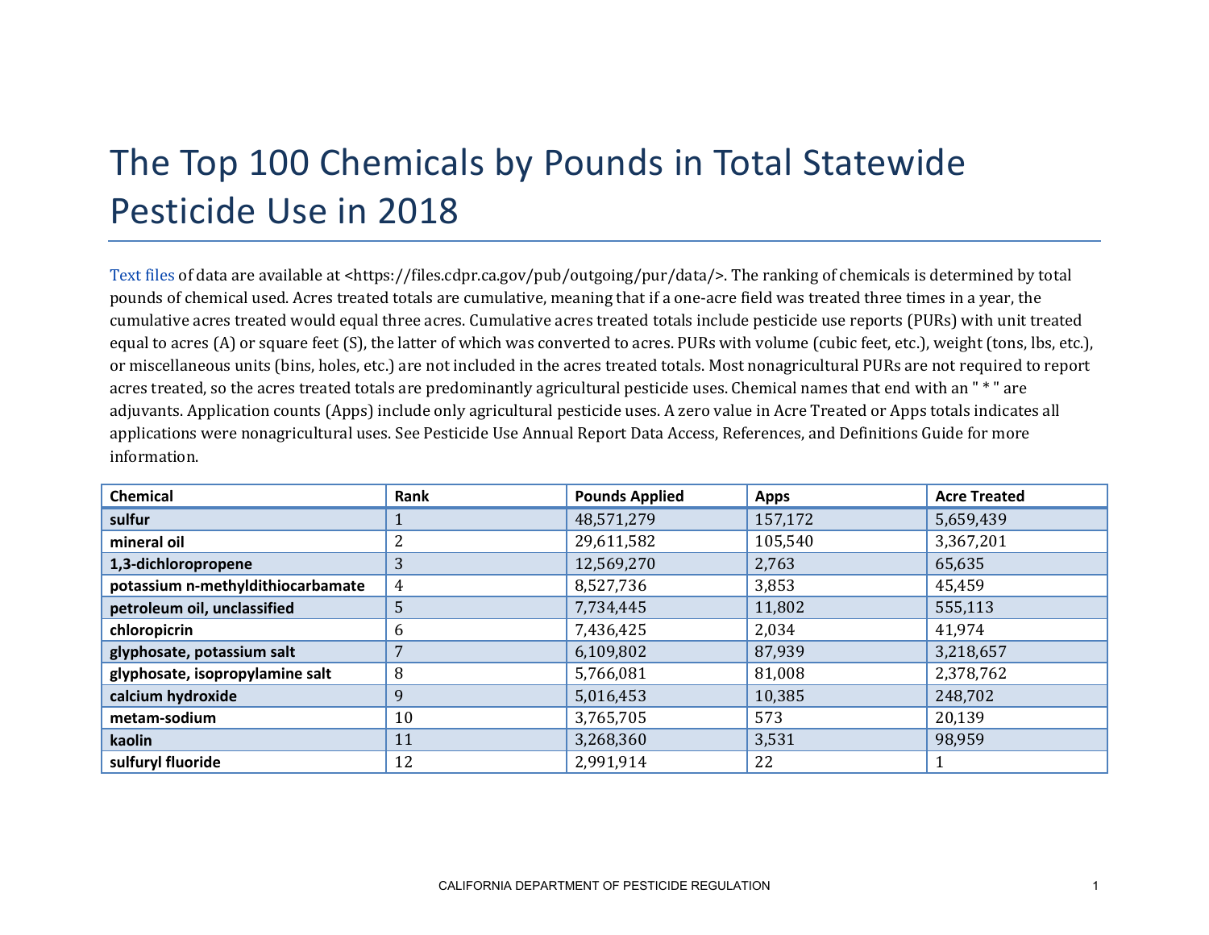# The Top 100 Chemicals by Pounds in Total Statewide Pesticide Use in 2018

Text files of data are available at <https://files.cdpr.ca.gov/pub/outgoing/pur/data/>. The ranking of chemicals is determined by total pounds of chemical used. Acres treated totals are cumulative, meaning that if a one-acre field was treated three times in a year, the cumulative acres treated would equal three acres. Cumulative acres treated totals include pesticide use reports (PURs) with unit treated equal to acres (A) or square feet (S), the latter of which was converted to acres. PURs with volume (cubic feet, etc.), weight (tons, lbs, etc.), or miscellaneous units (bins, holes, etc.) are not included in the acres treated totals. Most nonagricultural PURs are not required to report acres treated, so the acres treated totals are predominantly agricultural pesticide uses. Chemical names that end with an " * " are adjuvants. Application counts (Apps) include only agricultural pesticide uses. A zero value in Acre Treated or Apps totals indicates all applications were nonagricultural uses. See Pesticide Use Annual Report Data Access, References, and Definitions Guide for more information.

| Chemical | Rank | Pounds Applied | Apps | Acre Treated |
|---|---|---|---|---|
| **sulfur** | 1 | 48,571,279 | 157,172 | 5,659,439 |
| **mineral oil** | 2 | 29,611,582 | 105,540 | 3,367,201 |
| **1,3-dichloropropene** | 3 | 12,569,270 | 2,763 | 65,635 |
| **potassium n-methyldithiocarbamate** | 4 | 8,527,736 | 3,853 | 45,459 |
| **petroleum oil, unclassified** | 5 | 7,734,445 | 11,802 | 555,113 |
| **chloropicrin** | 6 | 7,436,425 | 2,034 | 41,974 |
| **glyphosate, potassium salt** | 7 | 6,109,802 | 87,939 | 3,218,657 |
| **glyphosate, isopropylamine salt** | 8 | 5,766,081 | 81,008 | 2,378,762 |
| **calcium hydroxide** | 9 | 5,016,453 | 10,385 | 248,702 |
| **metam-sodium** | 10 | 3,765,705 | 573 | 20,139 |
| **kaolin** | 11 | 3,268,360 | 3,531 | 98,959 |
| **sulfuryl fluoride** | 12 | 2,991,914 | 22 | 1 |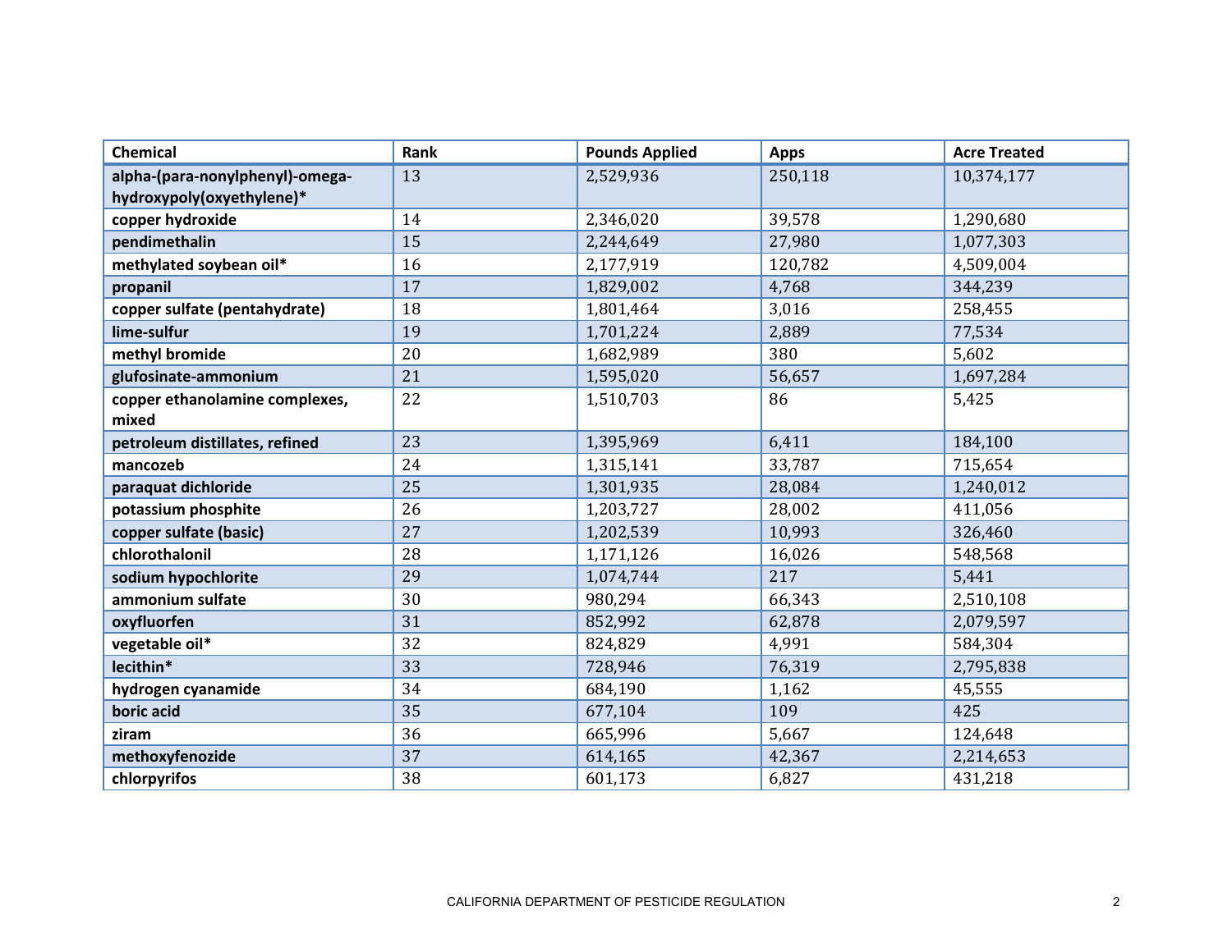| Chemical | Rank | Pounds Applied | Apps | Acre Treated |
| --- | --- | --- | --- | --- |
| **alpha-(para-nonylphenyl)-omega-hydroxypoly(oxyethylene)*** | 13 | 2,529,936 | 250,118 | 10,374,177 |
| **copper hydroxide** | 14 | 2,346,020 | 39,578 | 1,290,680 |
| **pendimethalin** | 15 | 2,244,649 | 27,980 | 1,077,303 |
| **methylated soybean oil*** | 16 | 2,177,919 | 120,782 | 4,509,004 |
| **propanil** | 17 | 1,829,002 | 4,768 | 344,239 |
| **copper sulfate (pentahydrate)** | 18 | 1,801,464 | 3,016 | 258,455 |
| **lime-sulfur** | 19 | 1,701,224 | 2,889 | 77,534 |
| **methyl bromide** | 20 | 1,682,989 | 380 | 5,602 |
| **glufosinate-ammonium** | 21 | 1,595,020 | 56,657 | 1,697,284 |
| **copper ethanolamine complexes, mixed** | 22 | 1,510,703 | 86 | 5,425 |
| **petroleum distillates, refined** | 23 | 1,395,969 | 6,411 | 184,100 |
| **mancozeb** | 24 | 1,315,141 | 33,787 | 715,654 |
| **paraquat dichloride** | 25 | 1,301,935 | 28,084 | 1,240,012 |
| **potassium phosphite** | 26 | 1,203,727 | 28,002 | 411,056 |
| **copper sulfate (basic)** | 27 | 1,202,539 | 10,993 | 326,460 |
| **chlorothalonil** | 28 | 1,171,126 | 16,026 | 548,568 |
| **sodium hypochlorite** | 29 | 1,074,744 | 217 | 5,441 |
| **ammonium sulfate** | 30 | 980,294 | 66,343 | 2,510,108 |
| **oxyfluorfen** | 31 | 852,992 | 62,878 | 2,079,597 |
| **vegetable oil*** | 32 | 824,829 | 4,991 | 584,304 |
| **lecithin*** | 33 | 728,946 | 76,319 | 2,795,838 |
| **hydrogen cyanamide** | 34 | 684,190 | 1,162 | 45,555 |
| **boric acid** | 35 | 677,104 | 109 | 425 |
| **ziram** | 36 | 665,996 | 5,667 | 124,648 |
| **methoxyfenozide** | 37 | 614,165 | 42,367 | 2,214,653 |
| **chlorpyrifos** | 38 | 601,173 | 6,827 | 431,218 |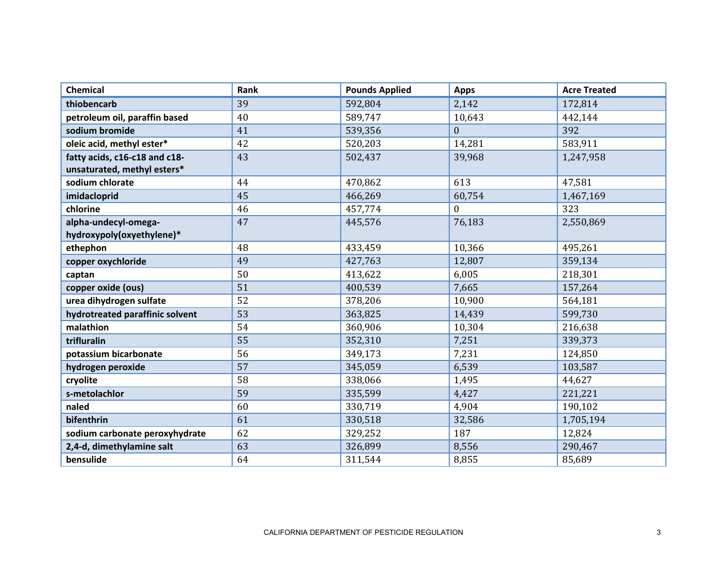| Chemical | Rank | Pounds Applied | Apps | Acre Treated |
| --- | --- | --- | --- | --- |
| **thiobencarb** | 39 | 592,804 | 2,142 | 172,814 |
| **petroleum oil, paraffin based** | 40 | 589,747 | 10,643 | 442,144 |
| **sodium bromide** | 41 | 539,356 | 0 | 392 |
| **oleic acid, methyl ester*** | 42 | 520,203 | 14,281 | 583,911 |
| **fatty acids, c16-c18 and c18-unsaturated, methyl esters*** | 43 | 502,437 | 39,968 | 1,247,958 |
| **sodium chlorate** | 44 | 470,862 | 613 | 47,581 |
| **imidacloprid** | 45 | 466,269 | 60,754 | 1,467,169 |
| **chlorine** | 46 | 457,774 | 0 | 323 |
| **alpha-undecyl-omega-hydroxypoly(oxyethylene)*** | 47 | 445,576 | 76,183 | 2,550,869 |
| **ethephon** | 48 | 433,459 | 10,366 | 495,261 |
| **copper oxychloride** | 49 | 427,763 | 12,807 | 359,134 |
| **captan** | 50 | 413,622 | 6,005 | 218,301 |
| **copper oxide (ous)** | 51 | 400,539 | 7,665 | 157,264 |
| **urea dihydrogen sulfate** | 52 | 378,206 | 10,900 | 564,181 |
| **hydrotreated paraffinic solvent** | 53 | 363,825 | 14,439 | 599,730 |
| **malathion** | 54 | 360,906 | 10,304 | 216,638 |
| **trifluralin** | 55 | 352,310 | 7,251 | 339,373 |
| **potassium bicarbonate** | 56 | 349,173 | 7,231 | 124,850 |
| **hydrogen peroxide** | 57 | 345,059 | 6,539 | 103,587 |
| **cryolite** | 58 | 338,066 | 1,495 | 44,627 |
| **s-metolachlor** | 59 | 335,599 | 4,427 | 221,221 |
| **naled** | 60 | 330,719 | 4,904 | 190,102 |
| **bifenthrin** | 61 | 330,518 | 32,586 | 1,705,194 |
| **sodium carbonate peroxyhydrate** | 62 | 329,252 | 187 | 12,824 |
| **2,4-d, dimethylamine salt** | 63 | 326,899 | 8,556 | 290,467 |
| **bensulide** | 64 | 311,544 | 8,855 | 85,689 |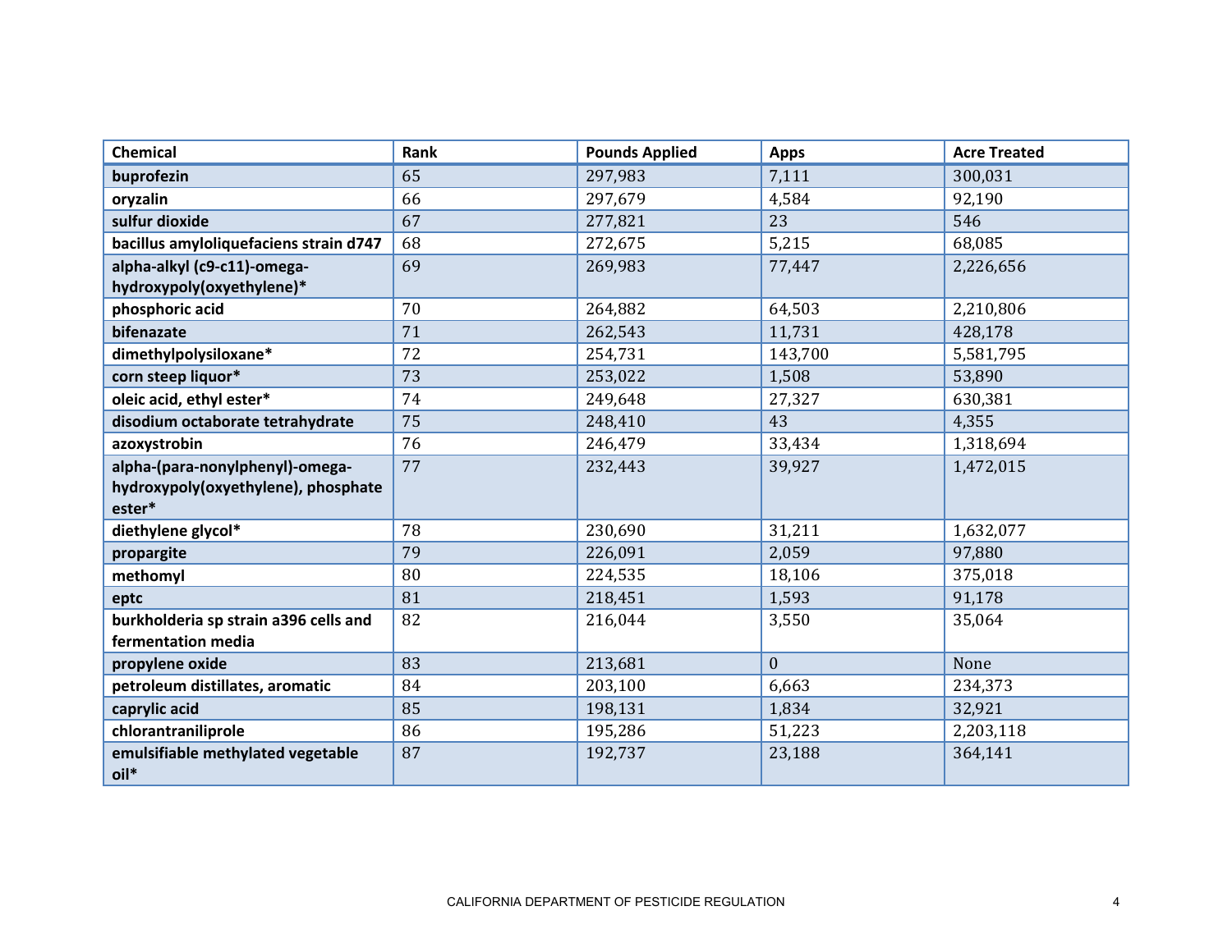| Chemical | Rank | Pounds Applied | Apps | Acre Treated |
|---|---|---|---|---|
| **buprofezin** | 65 | 297,983 | 7,111 | 300,031 |
| **oryzalin** | 66 | 297,679 | 4,584 | 92,190 |
| **sulfur dioxide** | 67 | 277,821 | 23 | 546 |
| **bacillus amyloliquefaciens strain d747** | 68 | 272,675 | 5,215 | 68,085 |
| **alpha-alkyl (c9-c11)-omega-hydroxypoly(oxyethylene)*** | 69 | 269,983 | 77,447 | 2,226,656 |
| **phosphoric acid** | 70 | 264,882 | 64,503 | 2,210,806 |
| **bifenazate** | 71 | 262,543 | 11,731 | 428,178 |
| **dimethylpolysiloxane*** | 72 | 254,731 | 143,700 | 5,581,795 |
| **corn steep liquor*** | 73 | 253,022 | 1,508 | 53,890 |
| **oleic acid, ethyl ester*** | 74 | 249,648 | 27,327 | 630,381 |
| **disodium octaborate tetrahydrate** | 75 | 248,410 | 43 | 4,355 |
| **azoxystrobin** | 76 | 246,479 | 33,434 | 1,318,694 |
| **alpha-(para-nonylphenyl)-omega-hydroxypoly(oxyethylene), phosphate ester*** | 77 | 232,443 | 39,927 | 1,472,015 |
| **diethylene glycol*** | 78 | 230,690 | 31,211 | 1,632,077 |
| **propargite** | 79 | 226,091 | 2,059 | 97,880 |
| **methomyl** | 80 | 224,535 | 18,106 | 375,018 |
| **eptc** | 81 | 218,451 | 1,593 | 91,178 |
| **burkholderia sp strain a396 cells and fermentation media** | 82 | 216,044 | 3,550 | 35,064 |
| **propylene oxide** | 83 | 213,681 | 0 | None |
| **petroleum distillates, aromatic** | 84 | 203,100 | 6,663 | 234,373 |
| **caprylic acid** | 85 | 198,131 | 1,834 | 32,921 |
| **chlorantraniliprole** | 86 | 195,286 | 51,223 | 2,203,118 |
| **emulsifiable methylated vegetable oil*** | 87 | 192,737 | 23,188 | 364,141 |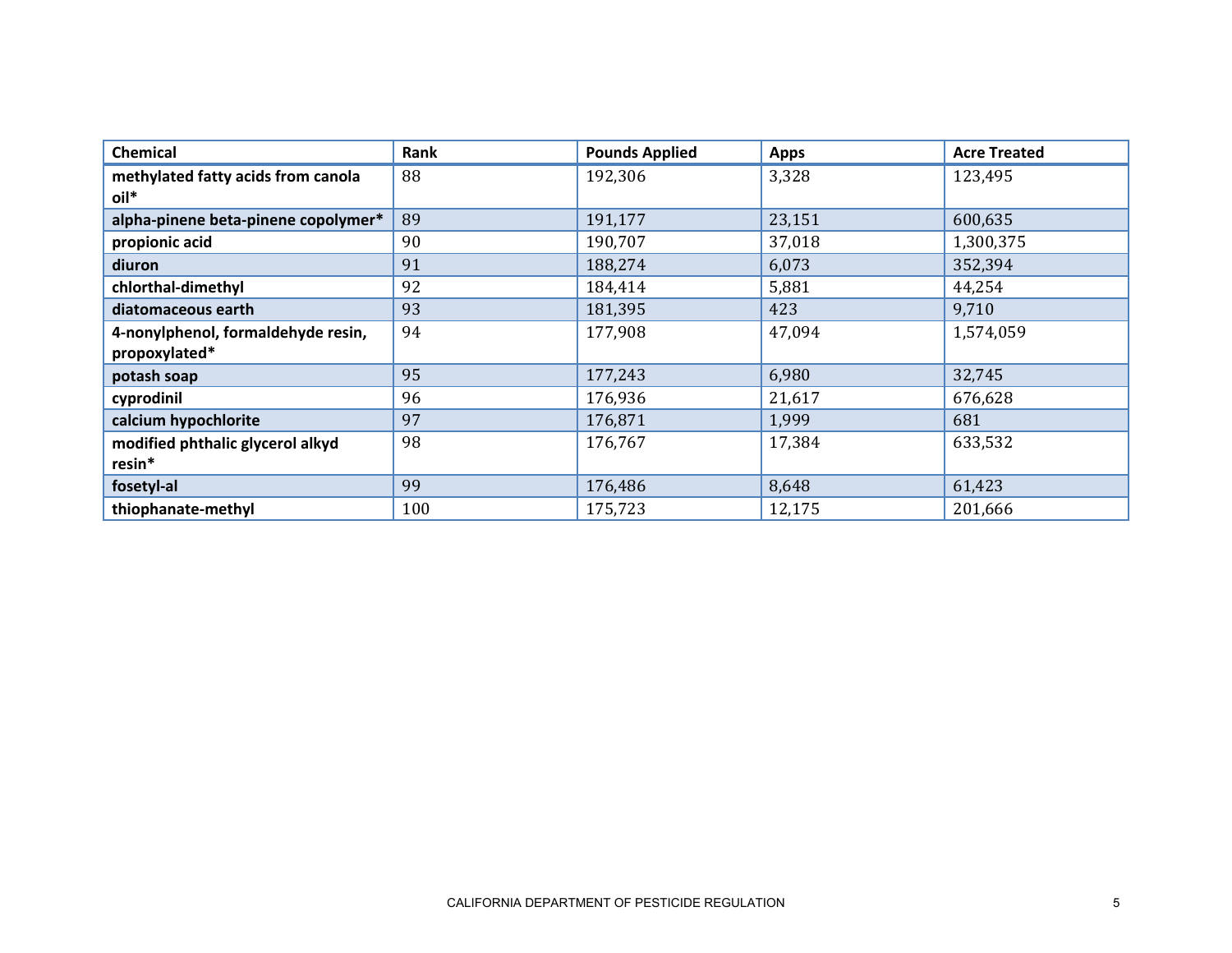| Chemical | Rank | Pounds Applied | Apps | Acre Treated |
|---|---|---|---|---|
| **methylated fatty acids from canola oil*** | 88 | 192,306 | 3,328 | 123,495 |
| **alpha-pinene beta-pinene copolymer*** | 89 | 191,177 | 23,151 | 600,635 |
| **propionic acid** | 90 | 190,707 | 37,018 | 1,300,375 |
| **diuron** | 91 | 188,274 | 6,073 | 352,394 |
| **chlorthal-dimethyl** | 92 | 184,414 | 5,881 | 44,254 |
| **diatomaceous earth** | 93 | 181,395 | 423 | 9,710 |
| **4-nonylphenol, formaldehyde resin, propoxylated*** | 94 | 177,908 | 47,094 | 1,574,059 |
| **potash soap** | 95 | 177,243 | 6,980 | 32,745 |
| **cyprodinil** | 96 | 176,936 | 21,617 | 676,628 |
| **calcium hypochlorite** | 97 | 176,871 | 1,999 | 681 |
| **modified phthalic glycerol alkyd resin*** | 98 | 176,767 | 17,384 | 633,532 |
| **fosetyl-al** | 99 | 176,486 | 8,648 | 61,423 |
| **thiophanate-methyl** | 100 | 175,723 | 12,175 | 201,666 |